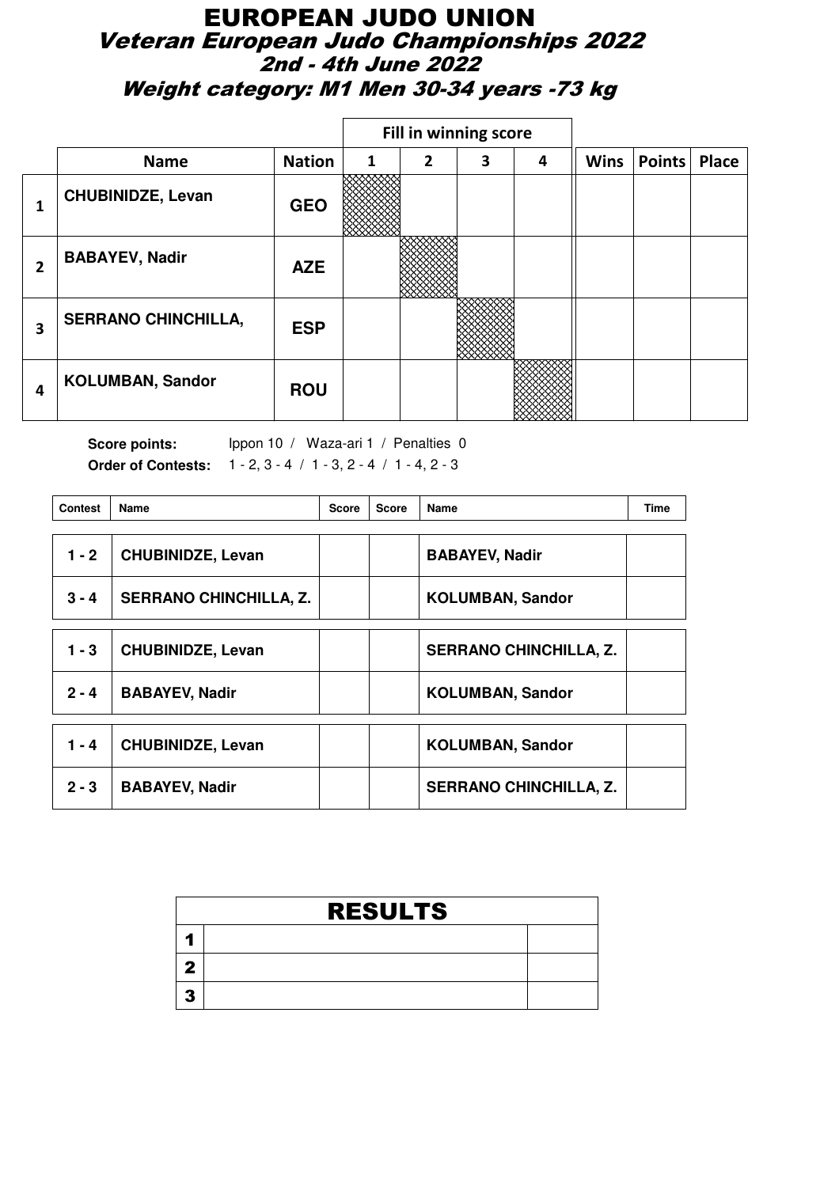# EUROPEAN JUDO UNION

## Veteran European Judo Championships 2022

### 2nd - 4th June 2022

### Weight category: M1 Men 30-34 years -73 kg

| | Name | Nation | Fill in winning score | | | | Wins | Points | Place |
|---|---|---|---|---|---|---|---|---|---|
| | | | 1 | 2 | 3 | 4 | | | |
| 1 | CHUBINIDZE, Levan | GEO | | | | | | | |
| 2 | BABAYEV, Nadir | AZE | | | | | | | |
| 3 | SERRANO CHINCHILLA, | ESP | | | | | | | |
| 4 | KOLUMBAN, Sandor | ROU | | | | | | | |

**Score points:** Ippon 10 / Waza-ari 1 / Penalties 0

**Order of Contests:** 1 - 2, 3 - 4 / 1 - 3, 2 - 4 / 1 - 4, 2 - 3

| Contest | Name | Score | Score | Name | Time |
|---|---|---|---|---|---|
| 1 - 2 | CHUBINIDZE, Levan | | | BABAYEV, Nadir | |
| 3 - 4 | SERRANO CHINCHILLA, Z. | | | KOLUMBAN, Sandor | |
| 1 - 3 | CHUBINIDZE, Levan | | | SERRANO CHINCHILLA, Z. | |
| 2 - 4 | BABAYEV, Nadir | | | KOLUMBAN, Sandor | |
| 1 - 4 | CHUBINIDZE, Levan | | | KOLUMBAN, Sandor | |
| 2 - 3 | BABAYEV, Nadir | | | SERRANO CHINCHILLA, Z. | |

| RESULTS | | |
|---|---|---|
| 1 | | |
| 2 | | |
| 3 | | |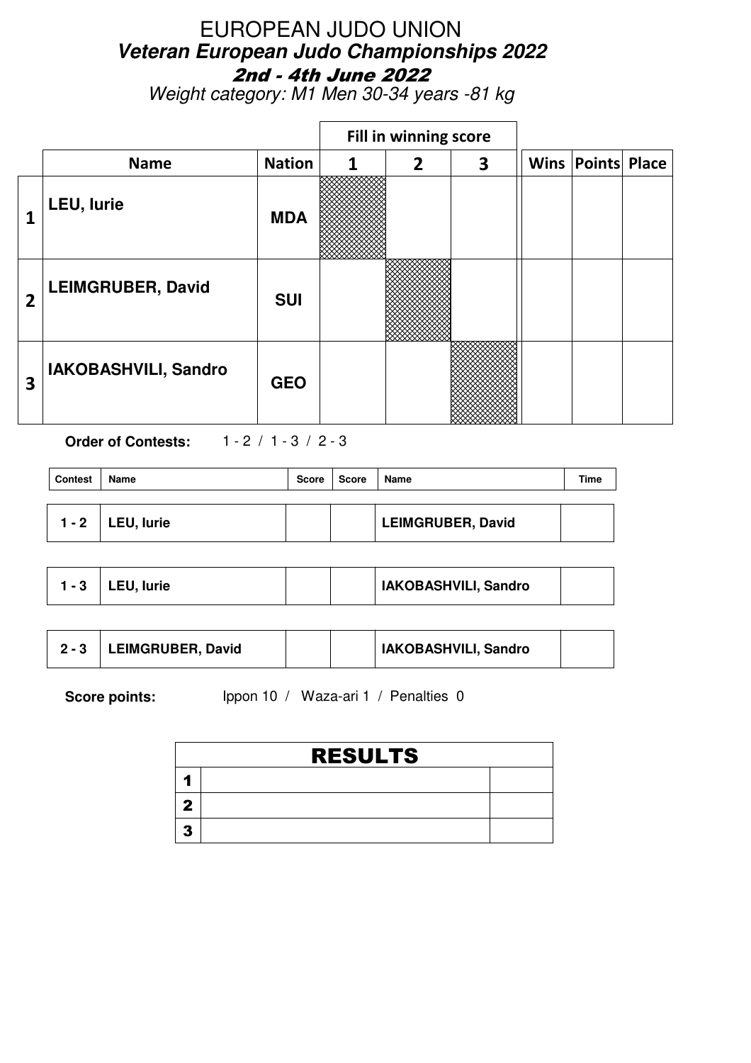# EUROPEAN JUDO UNION

## *Veteran European Judo Championships 2022*

### 2nd - 4th June 2022

*Weight category: M1 Men 30-34 years -81 kg*

| | Name | Nation | Fill in winning score 1 | 2 | 3 | Wins | Points | Place |
|---|---|---|---|---|---|---|---|---|
| 1 | LEU, Iurie | MDA | | | | | | |
| 2 | LEIMGRUBER, David | SUI | | | | | | |
| 3 | IAKOBASHVILI, Sandro | GEO | | | | | | |

**Order of Contests:** 1 - 2 / 1 - 3 / 2 - 3

| Contest | Name | Score | Score | Name | Time |
|---|---|---|---|---|---|
| 1 - 2 | LEU, Iurie | | | LEIMGRUBER, David | |
| 1 - 3 | LEU, Iurie | | | IAKOBASHVILI, Sandro | |
| 2 - 3 | LEIMGRUBER, David | | | IAKOBASHVILI, Sandro | |

**Score points:** Ippon 10 / Waza-ari 1 / Penalties 0

| RESULTS | | |
|---|---|---|
| 1 | | |
| 2 | | |
| 3 | | |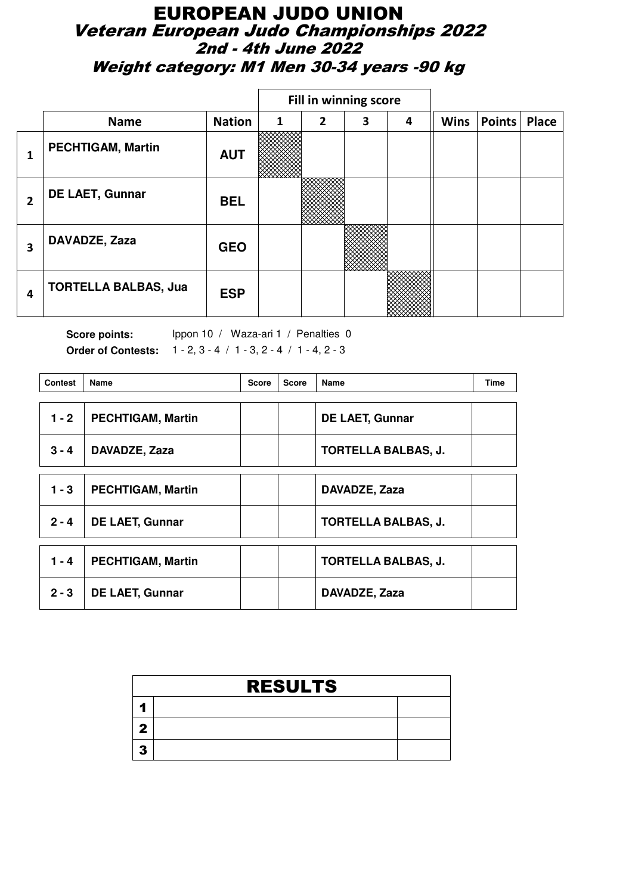# EUROPEAN JUDO UNION

## Veteran European Judo Championships 2022

### 2nd - 4th June 2022

### Weight category: M1 Men 30-34 years -90 kg

| | Name | Nation | Fill in winning score 1 | 2 | 3 | 4 | Wins | Points | Place |
|---|---|---|---|---|---|---|---|---|---|
| 1 | PECHTIGAM, Martin | AUT | | | | | | | |
| 2 | DE LAET, Gunnar | BEL | | | | | | | |
| 3 | DAVADZE, Zaza | GEO | | | | | | | |
| 4 | TORTELLA BALBAS, Jua | ESP | | | | | | | |

**Score points:** Ippon 10 / Waza-ari 1 / Penalties 0

**Order of Contests:** 1 - 2, 3 - 4 / 1 - 3, 2 - 4 / 1 - 4, 2 - 3

| Contest | Name | Score | Score | Name | Time |
|---|---|---|---|---|---|
| 1 - 2 | PECHTIGAM, Martin | | | DE LAET, Gunnar | |
| 3 - 4 | DAVADZE, Zaza | | | TORTELLA BALBAS, J. | |
| 1 - 3 | PECHTIGAM, Martin | | | DAVADZE, Zaza | |
| 2 - 4 | DE LAET, Gunnar | | | TORTELLA BALBAS, J. | |
| 1 - 4 | PECHTIGAM, Martin | | | TORTELLA BALBAS, J. | |
| 2 - 3 | DE LAET, Gunnar | | | DAVADZE, Zaza | |

| RESULTS | | |
|---|---|---|
| 1 | | |
| 2 | | |
| 3 | | |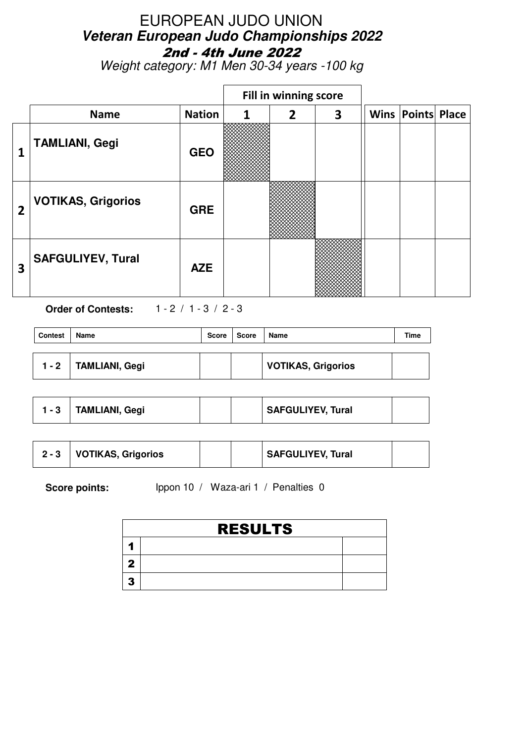# EUROPEAN JUDO UNION

## *Veteran European Judo Championships 2022*

### *2nd - 4th June 2022*

*Weight category: M1 Men 30-34 years -100 kg*

| | | | Fill in winning score | | | | | |
|---|---|---|---|---|---|---|---|---|
| | **Name** | **Nation** | **1** | **2** | **3** | **Wins** | **Points** | **Place** |
| **1** | **TAMLIANI, Gegi** | **GEO** | | | | | | |
| **2** | **VOTIKAS, Grigorios** | **GRE** | | | | | | |
| **3** | **SAFGULIYEV, Tural** | **AZE** | | | | | | |

**Order of Contests:** 1 - 2 / 1 - 3 / 2 - 3

| Contest | Name | Score | Score | Name | Time |
|---|---|---|---|---|---|
| **1 - 2** | **TAMLIANI, Gegi** | | | **VOTIKAS, Grigorios** | |
| **1 - 3** | **TAMLIANI, Gegi** | | | **SAFGULIYEV, Tural** | |
| **2 - 3** | **VOTIKAS, Grigorios** | | | **SAFGULIYEV, Tural** | |

**Score points:** Ippon 10 / Waza-ari 1 / Penalties 0

| RESULTS | | |
|---|---|---|
| **1** | | |
| **2** | | |
| **3** | | |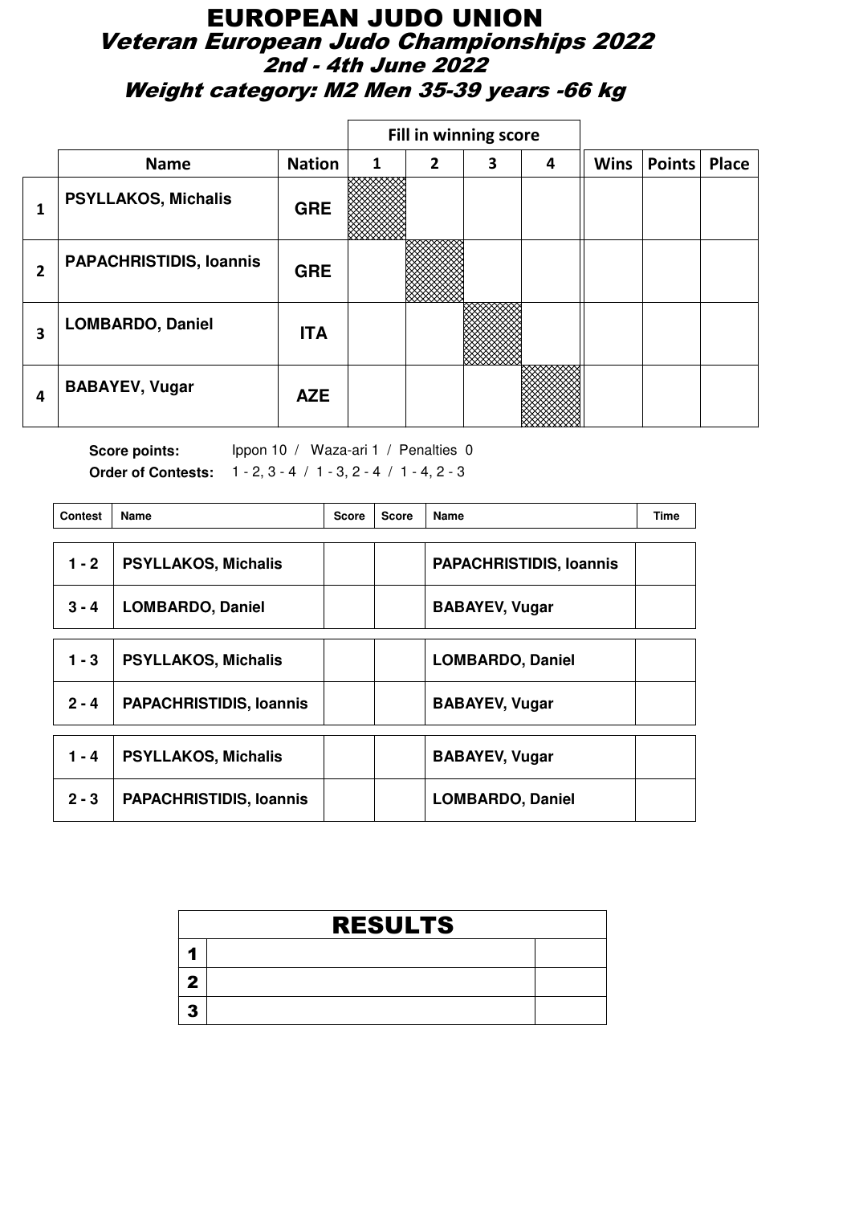# EUROPEAN JUDO UNION

## Veteran European Judo Championships 2022

### 2nd - 4th June 2022

### Weight category: M2 Men 35-39 years -66 kg

| | Name | Nation | Fill in winning score 1 | 2 | 3 | 4 | Wins | Points | Place |
|---|---|---|---|---|---|---|---|---|---|
| 1 | PSYLLAKOS, Michalis | GRE | | | | | | | |
| 2 | PAPACHRISTIDIS, Ioannis | GRE | | | | | | | |
| 3 | LOMBARDO, Daniel | ITA | | | | | | | |
| 4 | BABAYEV, Vugar | AZE | | | | | | | |

**Score points:** Ippon 10 / Waza-ari 1 / Penalties 0

**Order of Contests:** 1 - 2, 3 - 4 / 1 - 3, 2 - 4 / 1 - 4, 2 - 3

| Contest | Name | Score | Score | Name | Time |
|---|---|---|---|---|---|
| 1 - 2 | PSYLLAKOS, Michalis | | | PAPACHRISTIDIS, Ioannis | |
| 3 - 4 | LOMBARDO, Daniel | | | BABAYEV, Vugar | |
| 1 - 3 | PSYLLAKOS, Michalis | | | LOMBARDO, Daniel | |
| 2 - 4 | PAPACHRISTIDIS, Ioannis | | | BABAYEV, Vugar | |
| 1 - 4 | PSYLLAKOS, Michalis | | | BABAYEV, Vugar | |
| 2 - 3 | PAPACHRISTIDIS, Ioannis | | | LOMBARDO, Daniel | |

| RESULTS | | |
|---|---|---|
| 1 | | |
| 2 | | |
| 3 | | |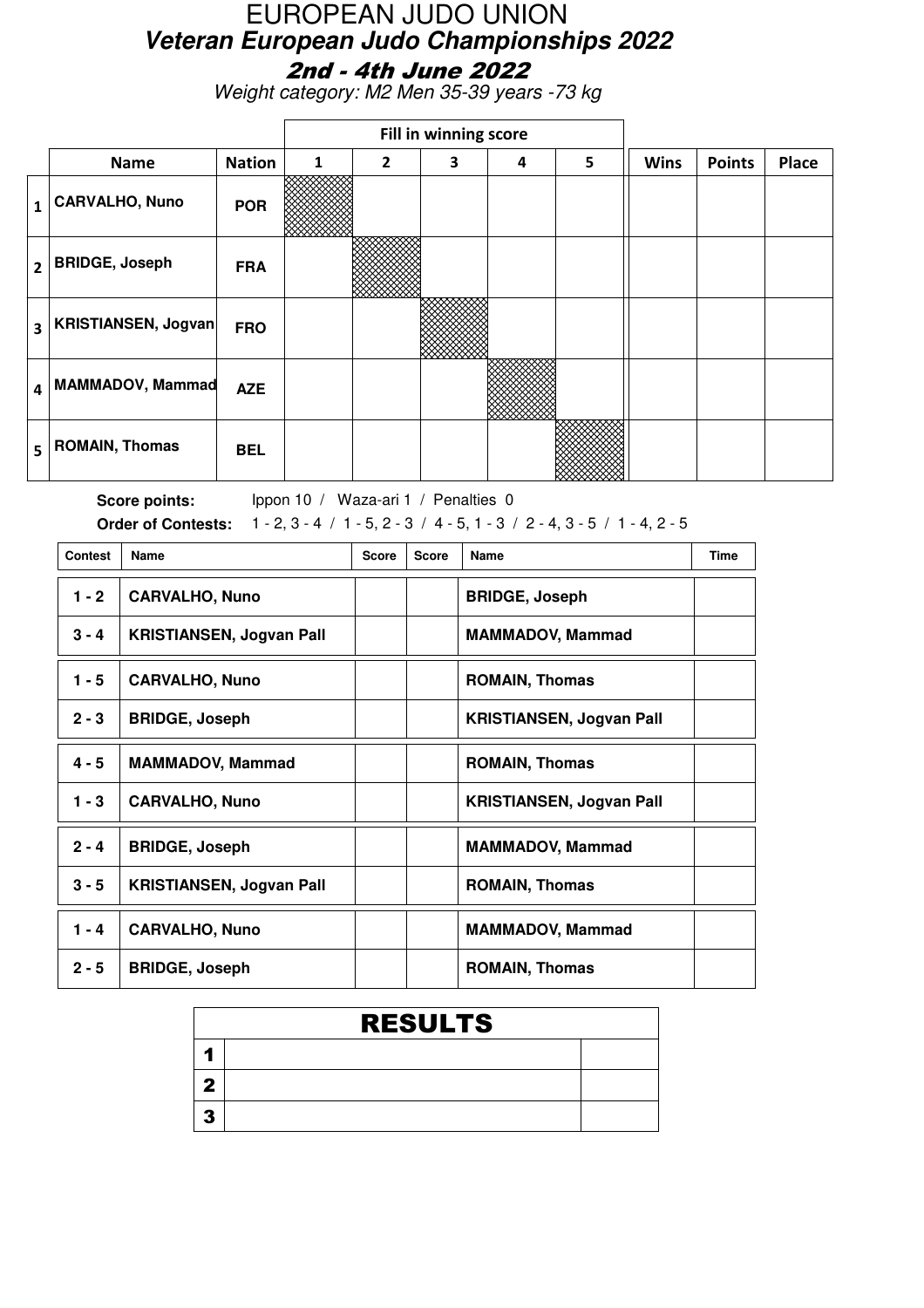# EUROPEAN JUDO UNION

## Veteran European Judo Championships 2022

### 2nd - 4th June 2022

*Weight category: M2 Men 35-39 years -73 kg*

| | Name | Nation | 1 | 2 | 3 | 4 | 5 | Wins | Points | Place |
|---|---|---|---|---|---|---|---|---|---|---|
| | | | Fill in winning score | | | | | | | |
| 1 | CARVALHO, Nuno | POR | | | | | | | | |
| 2 | BRIDGE, Joseph | FRA | | | | | | | | |
| 3 | KRISTIANSEN, Jogvan | FRO | | | | | | | | |
| 4 | MAMMADOV, Mammad | AZE | | | | | | | | |
| 5 | ROMAIN, Thomas | BEL | | | | | | | | |

**Score points:** Ippon 10 / Waza-ari 1 / Penalties 0

**Order of Contests:** 1 - 2, 3 - 4 / 1 - 5, 2 - 3 / 4 - 5, 1 - 3 / 2 - 4, 3 - 5 / 1 - 4, 2 - 5

| Contest | Name | Score | Score | Name | Time |
|---|---|---|---|---|---|
| 1 - 2 | CARVALHO, Nuno | | | BRIDGE, Joseph | |
| 3 - 4 | KRISTIANSEN, Jogvan Pall | | | MAMMADOV, Mammad | |
| 1 - 5 | CARVALHO, Nuno | | | ROMAIN, Thomas | |
| 2 - 3 | BRIDGE, Joseph | | | KRISTIANSEN, Jogvan Pall | |
| 4 - 5 | MAMMADOV, Mammad | | | ROMAIN, Thomas | |
| 1 - 3 | CARVALHO, Nuno | | | KRISTIANSEN, Jogvan Pall | |
| 2 - 4 | BRIDGE, Joseph | | | MAMMADOV, Mammad | |
| 3 - 5 | KRISTIANSEN, Jogvan Pall | | | ROMAIN, Thomas | |
| 1 - 4 | CARVALHO, Nuno | | | MAMMADOV, Mammad | |
| 2 - 5 | BRIDGE, Joseph | | | ROMAIN, Thomas | |

| RESULTS | | |
|---|---|---|
| 1 | | |
| 2 | | |
| 3 | | |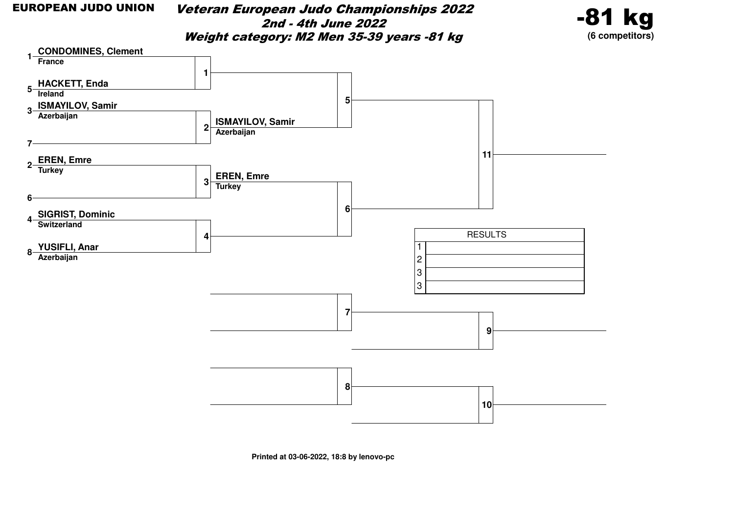**EUROPEAN JUDO UNION**

# *Veteran European Judo Championships 2022*

## *2nd - 4th June 2022*

## *Weight category: M2 Men 35-39 years -81 kg*

**-81 kg**
**(6 competitors)**

| Seed | Competitor | Country | Contest |
|---|---|---|---|
| 1 | CONDOMINES, Clement | France | 1 |
| 5 | HACKETT, Enda | Ireland | 1 |
| 3 | ISMAYILOV, Samir | Azerbaijan | 2 |
| 7 | | | 2 |
| 2 | EREN, Emre | Turkey | 3 |
| 6 | | | 3 |
| 4 | SIGRIST, Dominic | Switzerland | 4 |
| 8 | YUSIFLI, Anar | Azerbaijan | 4 |

Contest 1: CONDOMINES, Clement (France) vs HACKETT, Enda (Ireland) → Contest 5

Contest 2: ISMAYILOV, Samir (Azerbaijan) → Contest 5

Contest 3: EREN, Emre (Turkey) → Contest 6

Contest 4: SIGRIST, Dominic (Switzerland) vs YUSIFLI, Anar (Azerbaijan) → Contest 6

Contest 5 → Contest 11

Contest 6 → Contest 11

Contest 7 → Contest 9

Contest 8 → Contest 10

| RESULTS | |
|---|---|
| 1 | |
| 2 | |
| 3 | |
| 3 | |

**Printed at 03-06-2022, 18:8 by lenovo-pc**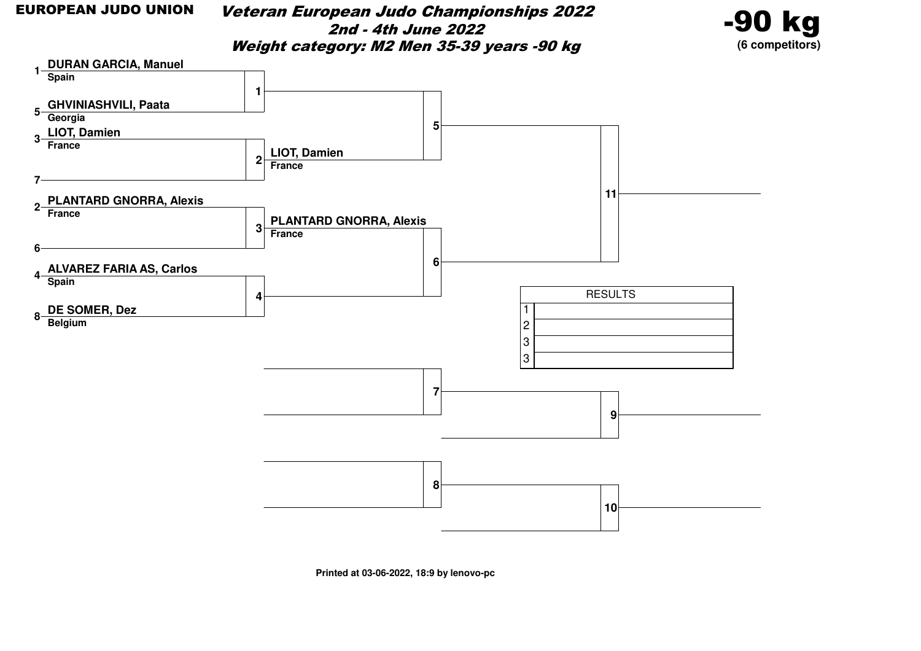**EUROPEAN JUDO UNION**

# *Veteran European Judo Championships 2022*

## *2nd - 4th June 2022*

## *Weight category: M2 Men 35-39 years -90 kg*

**-90 kg**
**(6 competitors)**

| Seed | Competitor | Country |
|---|---|---|
| 1 | DURAN GARCIA, Manuel | Spain |
| 5 | GHVINIASHVILI, Paata | Georgia |
| 3 | LIOT, Damien | France |
| 7 | | |
| 2 | PLANTARD GNORRA, Alexis | France |
| 6 | | |
| 4 | ALVAREZ FARIA AS, Carlos | Spain |
| 8 | DE SOMER, Dez | Belgium |

| Contest | Winner |
|---|---|
| 1 | |
| 2 | LIOT, Damien (France) |
| 3 | PLANTARD GNORRA, Alexis (France) |
| 4 | |
| 5 | |
| 6 | |
| 7 | |
| 8 | |
| 9 | |
| 10 | |
| 11 | |

| RESULTS | |
|---|---|
| 1 | |
| 2 | |
| 3 | |
| 3 | |

**Printed at 03-06-2022, 18:9 by lenovo-pc**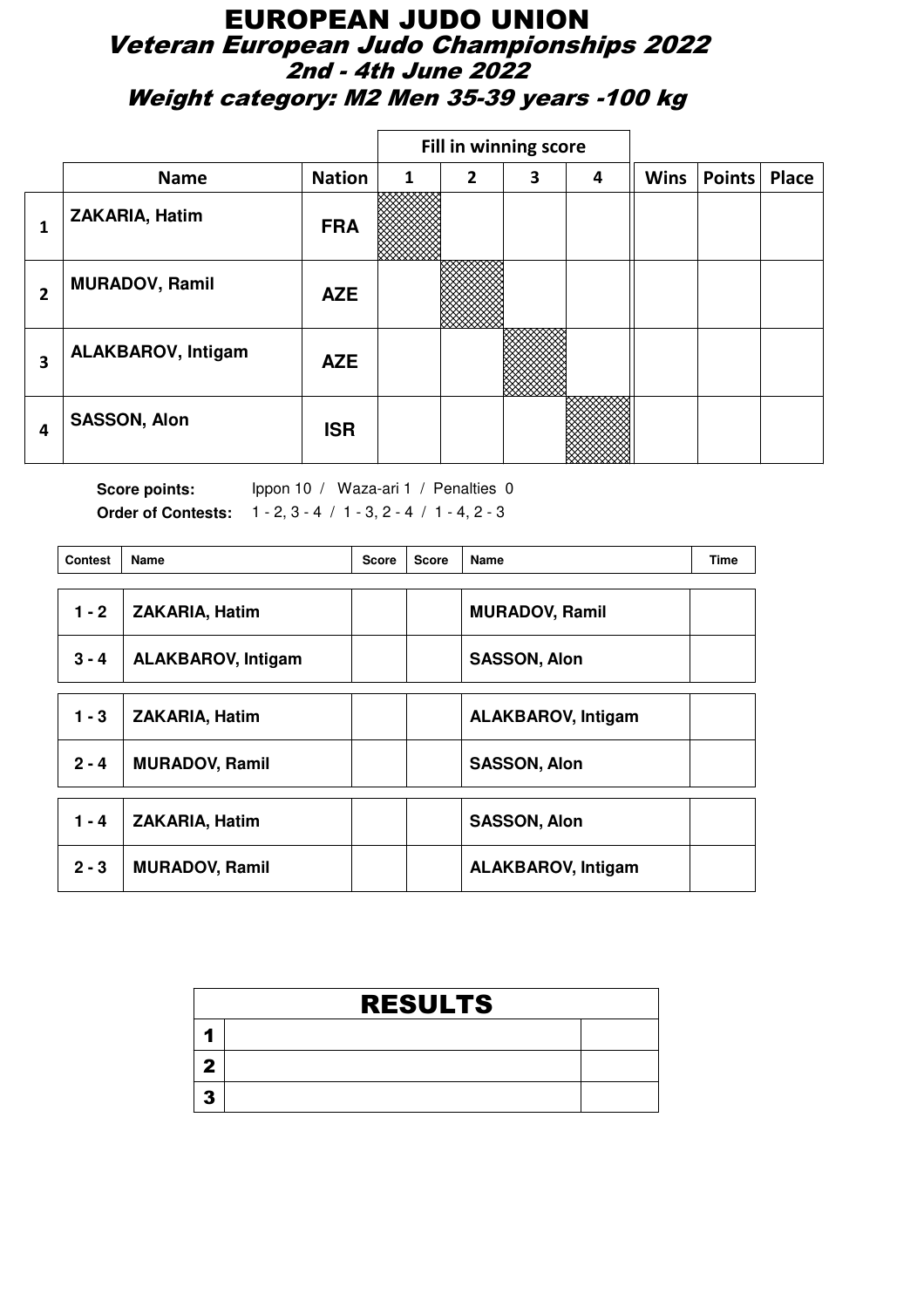# EUROPEAN JUDO UNION

## Veteran European Judo Championships 2022

### 2nd - 4th June 2022

### Weight category: M2 Men 35-39 years -100 kg

| | Name | Nation | Fill in winning score 1 | 2 | 3 | 4 | Wins | Points | Place |
|---|---|---|---|---|---|---|---|---|---|
| 1 | ZAKARIA, Hatim | FRA | | | | | | | |
| 2 | MURADOV, Ramil | AZE | | | | | | | |
| 3 | ALAKBAROV, Intigam | AZE | | | | | | | |
| 4 | SASSON, Alon | ISR | | | | | | | |

**Score points:** Ippon 10 / Waza-ari 1 / Penalties 0

**Order of Contests:** 1 - 2, 3 - 4 / 1 - 3, 2 - 4 / 1 - 4, 2 - 3

| Contest | Name | Score | Score | Name | Time |
|---|---|---|---|---|---|
| 1 - 2 | ZAKARIA, Hatim | | | MURADOV, Ramil | |
| 3 - 4 | ALAKBAROV, Intigam | | | SASSON, Alon | |
| 1 - 3 | ZAKARIA, Hatim | | | ALAKBAROV, Intigam | |
| 2 - 4 | MURADOV, Ramil | | | SASSON, Alon | |
| 1 - 4 | ZAKARIA, Hatim | | | SASSON, Alon | |
| 2 - 3 | MURADOV, Ramil | | | ALAKBAROV, Intigam | |

| RESULTS | | |
|---|---|---|
| 1 | | |
| 2 | | |
| 3 | | |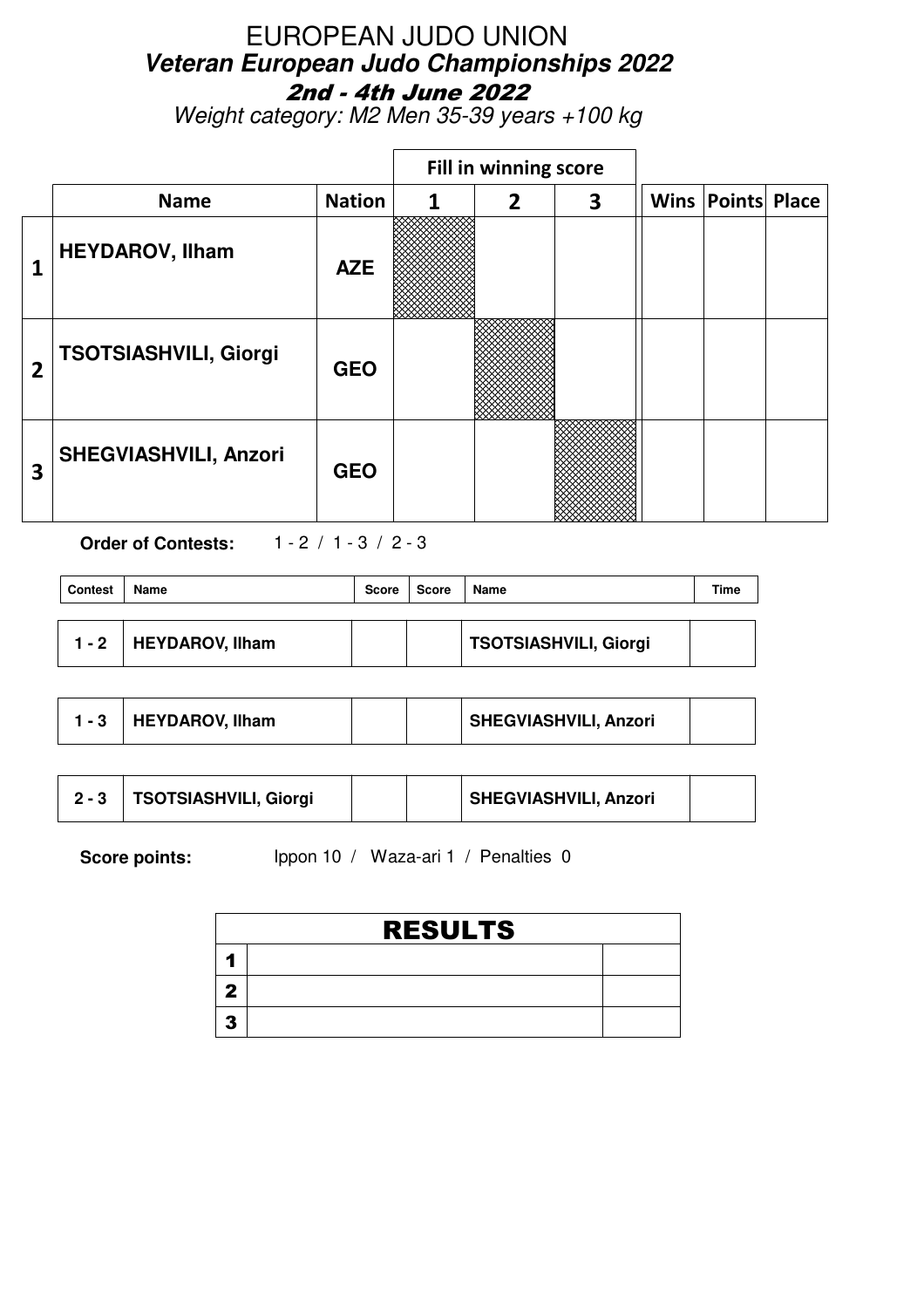# EUROPEAN JUDO UNION

## *Veteran European Judo Championships 2022*

### 2nd - 4th June 2022

*Weight category: M2 Men 35-39 years +100 kg*

| | Name | Nation | Fill in winning score 1 | 2 | 3 | Wins | Points | Place |
|---|---|---|---|---|---|---|---|---|
| 1 | HEYDAROV, Ilham | AZE | | | | | | |
| 2 | TSOTSIASHVILI, Giorgi | GEO | | | | | | |
| 3 | SHEGVIASHVILI, Anzori | GEO | | | | | | |

**Order of Contests:** 1 - 2 / 1 - 3 / 2 - 3

| Contest | Name | Score | Score | Name | Time |
|---|---|---|---|---|---|
| 1 - 2 | HEYDAROV, Ilham | | | TSOTSIASHVILI, Giorgi | |
| 1 - 3 | HEYDAROV, Ilham | | | SHEGVIASHVILI, Anzori | |
| 2 - 3 | TSOTSIASHVILI, Giorgi | | | SHEGVIASHVILI, Anzori | |

**Score points:** Ippon 10 / Waza-ari 1 / Penalties 0

| RESULTS | | |
|---|---|---|
| 1 | | |
| 2 | | |
| 3 | | |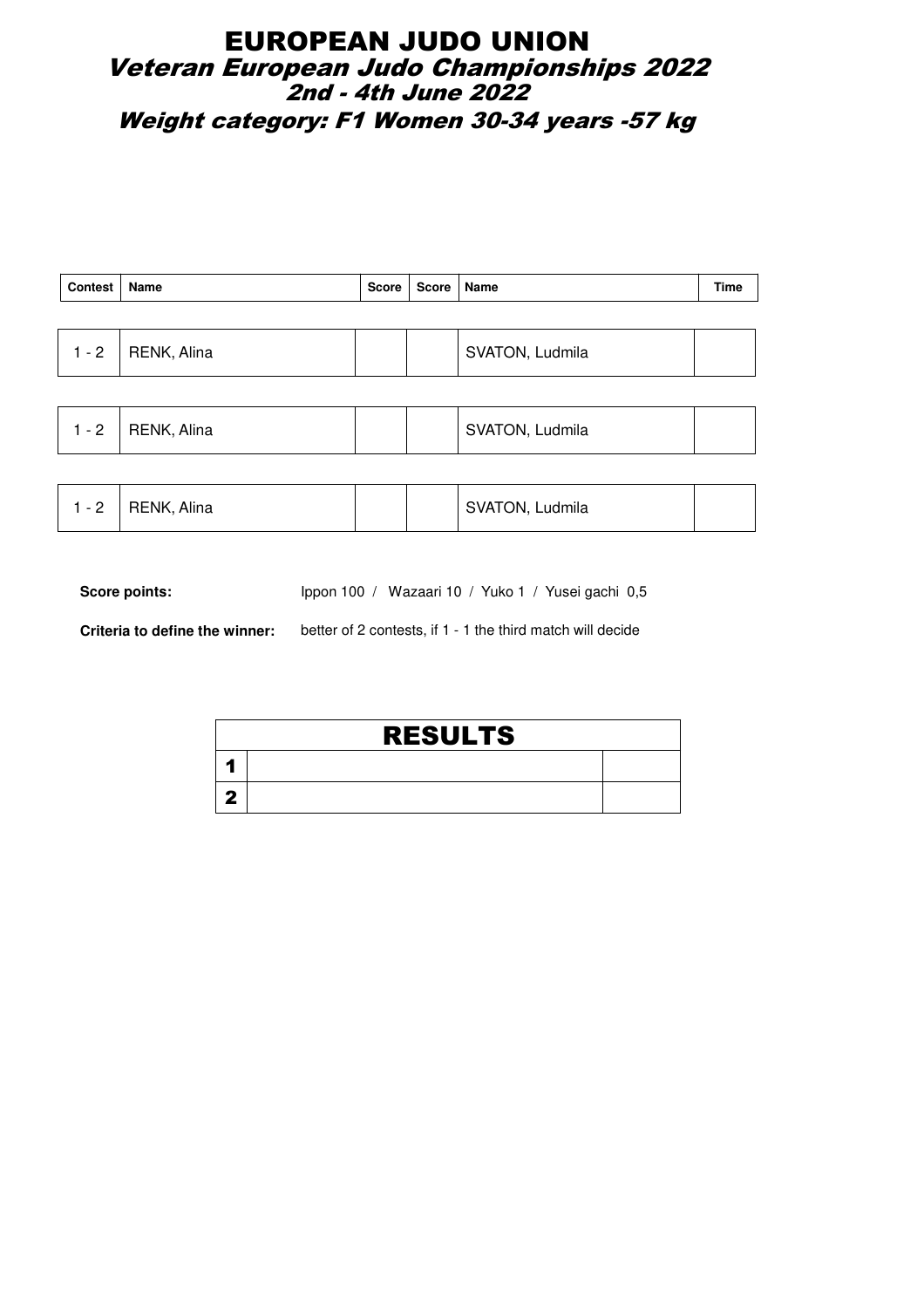# EUROPEAN JUDO UNION

## *Veteran European Judo Championships 2022*

### *2nd - 4th June 2022*

### *Weight category: F1 Women 30-34 years -57 kg*

| Contest | Name | Score | Score | Name | Time |
|---|---|---|---|---|---|
| 1 - 2 | RENK, Alina | | | SVATON, Ludmila | |
| 1 - 2 | RENK, Alina | | | SVATON, Ludmila | |
| 1 - 2 | RENK, Alina | | | SVATON, Ludmila | |

**Score points:** Ippon 100 / Wazaari 10 / Yuko 1 / Yusei gachi 0,5

**Criteria to define the winner:** better of 2 contests, if 1 - 1 the third match will decide

| RESULTS | | |
|---|---|---|
| 1 | | |
| 2 | | |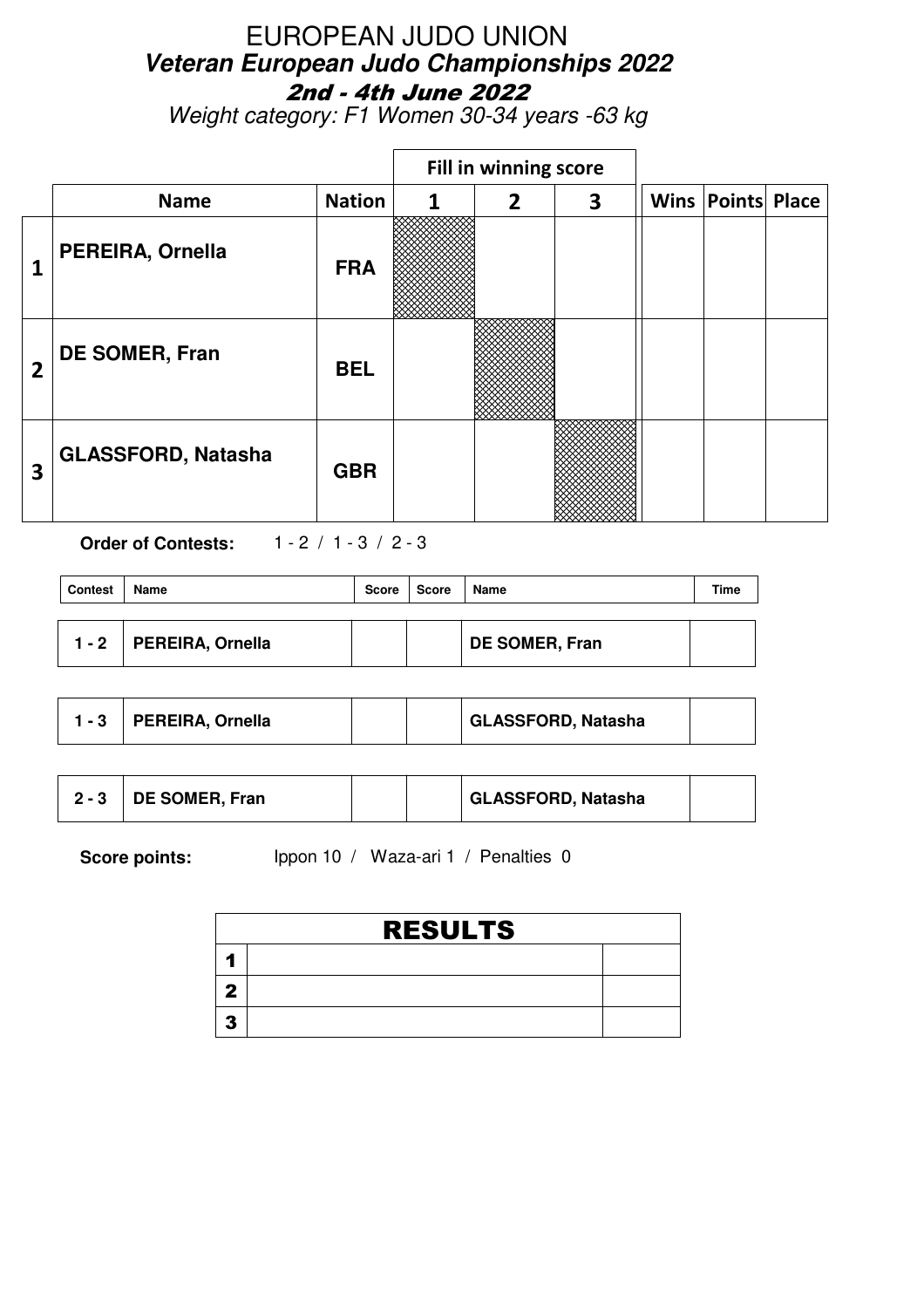# EUROPEAN JUDO UNION

## *Veteran European Judo Championships 2022*

### 2nd - 4th June 2022

*Weight category: F1 Women 30-34 years -63 kg*

| | Name | Nation | Fill in winning score 1 | 2 | 3 | Wins | Points | Place |
|---|---|---|---|---|---|---|---|---|
| 1 | PEREIRA, Ornella | FRA | | | | | | |
| 2 | DE SOMER, Fran | BEL | | | | | | |
| 3 | GLASSFORD, Natasha | GBR | | | | | | |

**Order of Contests:** 1 - 2 / 1 - 3 / 2 - 3

| Contest | Name | Score | Score | Name | Time |
|---|---|---|---|---|---|
| 1 - 2 | PEREIRA, Ornella | | | DE SOMER, Fran | |
| 1 - 3 | PEREIRA, Ornella | | | GLASSFORD, Natasha | |
| 2 - 3 | DE SOMER, Fran | | | GLASSFORD, Natasha | |

**Score points:** Ippon 10 / Waza-ari 1 / Penalties 0

| RESULTS | | |
|---|---|---|
| 1 | | |
| 2 | | |
| 3 | | |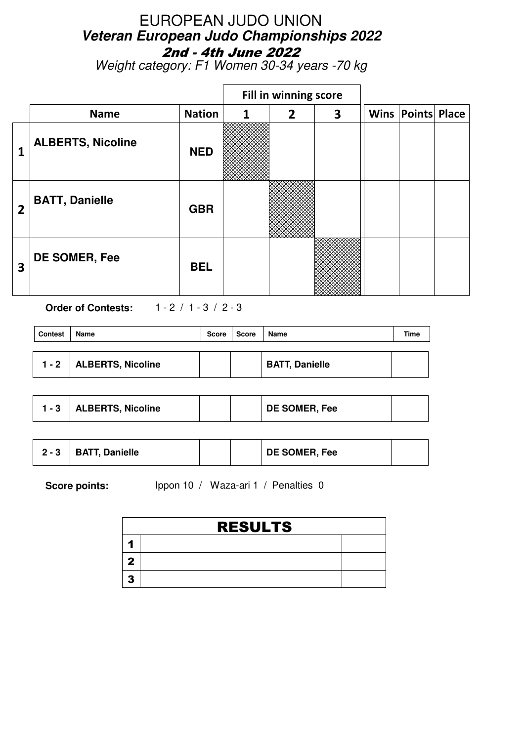# EUROPEAN JUDO UNION

## *Veteran European Judo Championships 2022*

### *2nd - 4th June 2022*

*Weight category: F1 Women 30-34 years -70 kg*

| | Name | Nation | Fill in winning score 1 | 2 | 3 | Wins | Points | Place |
|---|---|---|---|---|---|---|---|---|
| 1 | ALBERTS, Nicoline | NED | | | | | | |
| 2 | BATT, Danielle | GBR | | | | | | |
| 3 | DE SOMER, Fee | BEL | | | | | | |

**Order of Contests:** 1 - 2 / 1 - 3 / 2 - 3

| Contest | Name | Score | Score | Name | Time |
|---|---|---|---|---|---|
| 1 - 2 | ALBERTS, Nicoline | | | BATT, Danielle | |
| 1 - 3 | ALBERTS, Nicoline | | | DE SOMER, Fee | |
| 2 - 3 | BATT, Danielle | | | DE SOMER, Fee | |

**Score points:** Ippon 10 / Waza-ari 1 / Penalties 0

| RESULTS | | |
|---|---|---|
| 1 | | |
| 2 | | |
| 3 | | |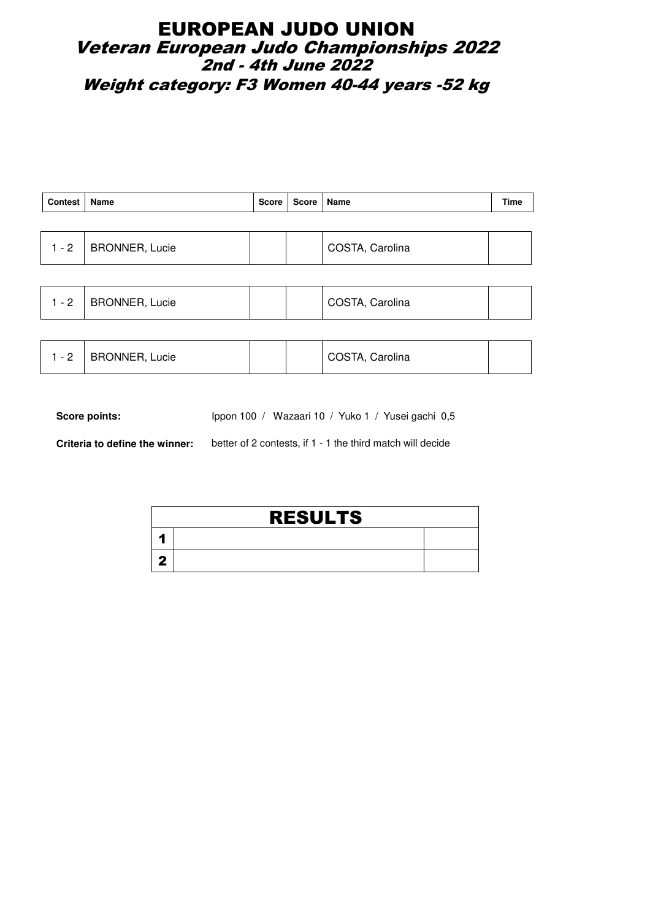# EUROPEAN JUDO UNION

## *Veteran European Judo Championships 2022*

### *2nd - 4th June 2022*

### *Weight category: F3 Women 40-44 years -52 kg*

| Contest | Name | Score | Score | Name | Time |
|---|---|---|---|---|---|
| 1 - 2 | BRONNER, Lucie | | | COSTA, Carolina | |
| 1 - 2 | BRONNER, Lucie | | | COSTA, Carolina | |
| 1 - 2 | BRONNER, Lucie | | | COSTA, Carolina | |

**Score points:** Ippon 100 / Wazaari 10 / Yuko 1 / Yusei gachi 0,5

**Criteria to define the winner:** better of 2 contests, if 1 - 1 the third match will decide

| RESULTS | | |
|---|---|---|
| 1 | | |
| 2 | | |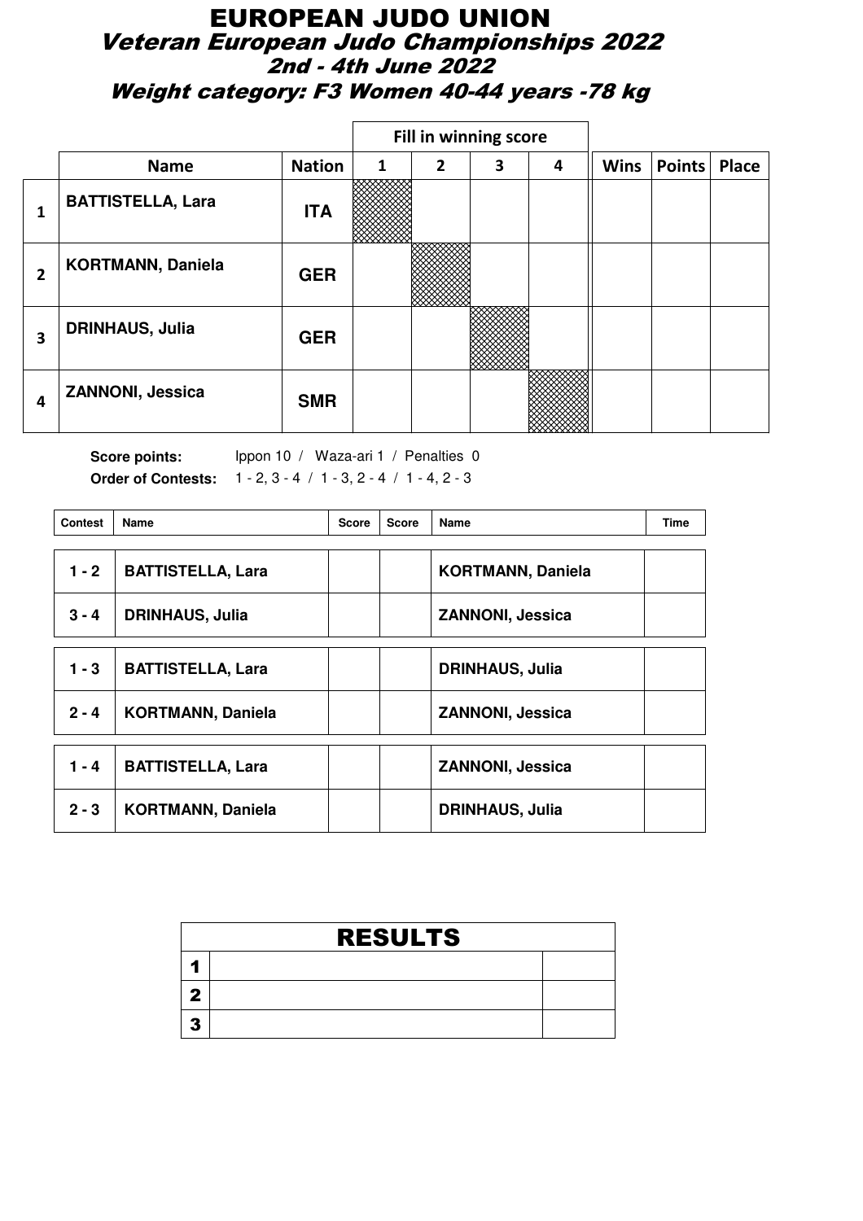# EUROPEAN JUDO UNION

## Veteran European Judo Championships 2022

### 2nd - 4th June 2022

### Weight category: F3 Women 40-44 years -78 kg

| | Name | Nation | Fill in winning score | | | | Wins | Points | Place |
|---|---|---|---|---|---|---|---|---|---|
| | | | 1 | 2 | 3 | 4 | | | |
| 1 | BATTISTELLA, Lara | ITA | | | | | | | |
| 2 | KORTMANN, Daniela | GER | | | | | | | |
| 3 | DRINHAUS, Julia | GER | | | | | | | |
| 4 | ZANNONI, Jessica | SMR | | | | | | | |

**Score points:** Ippon 10 / Waza-ari 1 / Penalties 0

**Order of Contests:** 1 - 2, 3 - 4 / 1 - 3, 2 - 4 / 1 - 4, 2 - 3

| Contest | Name | Score | Score | Name | Time |
|---|---|---|---|---|---|
| 1 - 2 | BATTISTELLA, Lara | | | KORTMANN, Daniela | |
| 3 - 4 | DRINHAUS, Julia | | | ZANNONI, Jessica | |
| 1 - 3 | BATTISTELLA, Lara | | | DRINHAUS, Julia | |
| 2 - 4 | KORTMANN, Daniela | | | ZANNONI, Jessica | |
| 1 - 4 | BATTISTELLA, Lara | | | ZANNONI, Jessica | |
| 2 - 3 | KORTMANN, Daniela | | | DRINHAUS, Julia | |

| RESULTS | | |
|---|---|---|
| 1 | | |
| 2 | | |
| 3 | | |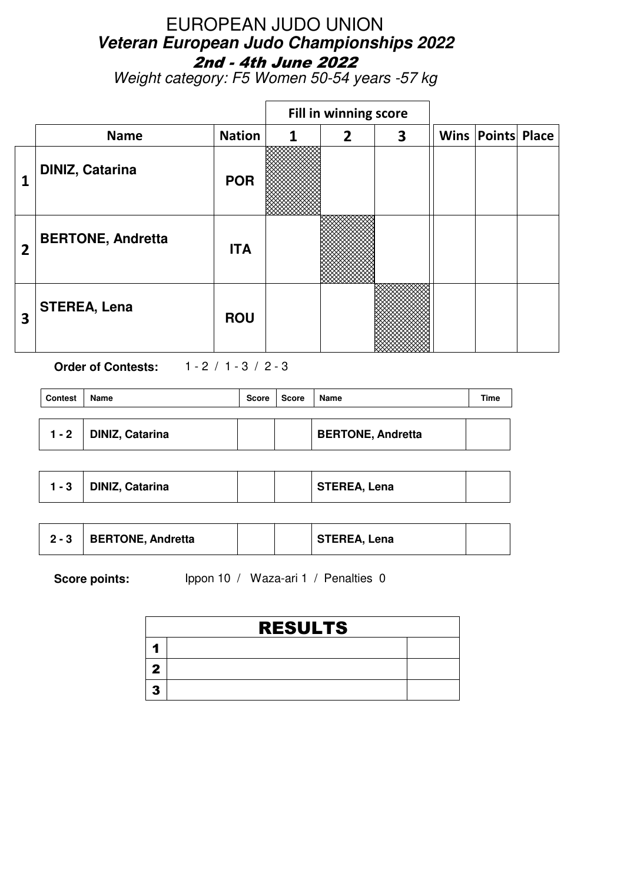# EUROPEAN JUDO UNION

## *Veteran European Judo Championships 2022*

### 2nd - 4th June 2022

*Weight category: F5 Women 50-54 years -57 kg*

| | Name | Nation | 1 | 2 | 3 | Wins | Points | Place |
|---|---|---|---|---|---|---|---|---|
| | | | Fill in winning score | | | | | |
| 1 | DINIZ, Catarina | POR | | | | | | |
| 2 | BERTONE, Andretta | ITA | | | | | | |
| 3 | STEREA, Lena | ROU | | | | | | |

**Order of Contests:** 1 - 2 / 1 - 3 / 2 - 3

| Contest | Name | Score | Score | Name | Time |
|---|---|---|---|---|---|
| 1 - 2 | DINIZ, Catarina | | | BERTONE, Andretta | |
| 1 - 3 | DINIZ, Catarina | | | STEREA, Lena | |
| 2 - 3 | BERTONE, Andretta | | | STEREA, Lena | |

**Score points:** Ippon 10 / Waza-ari 1 / Penalties 0

| RESULTS | | |
|---|---|---|
| 1 | | |
| 2 | | |
| 3 | | |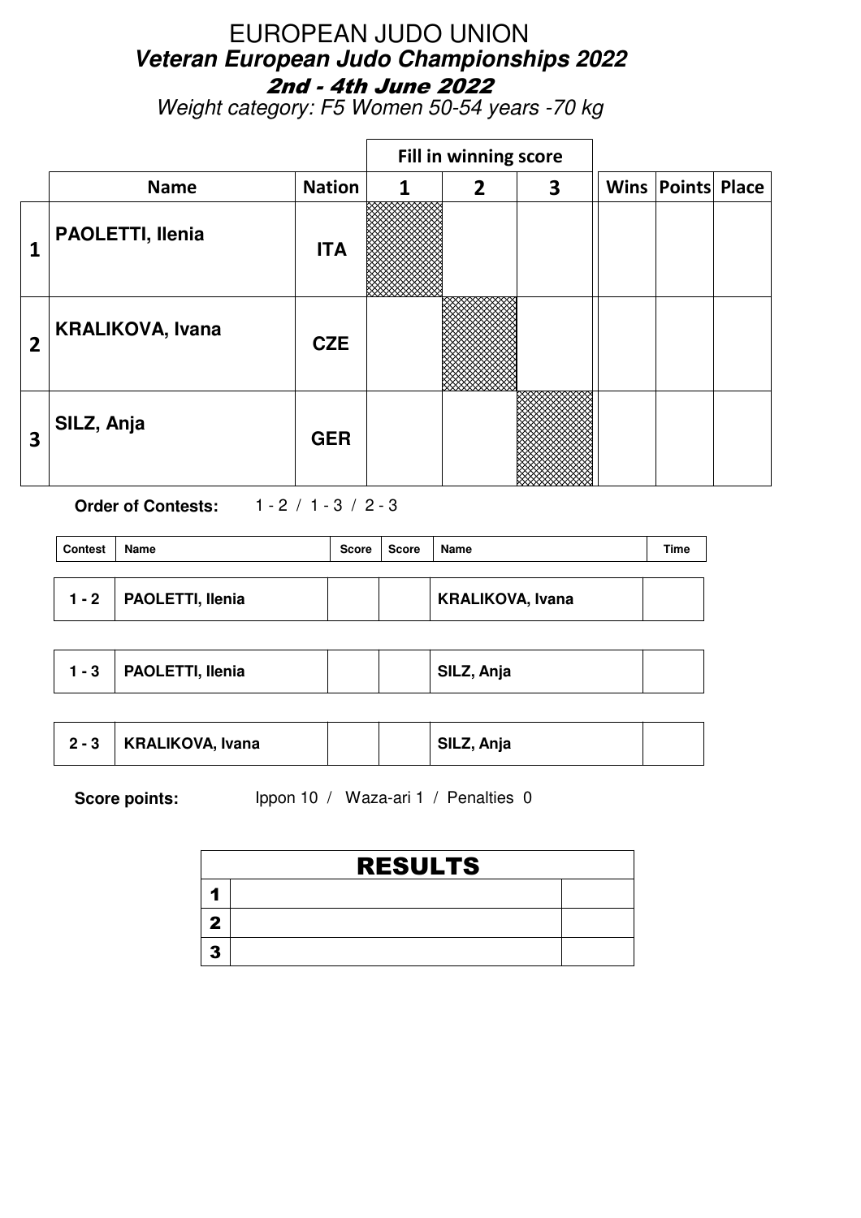# EUROPEAN JUDO UNION

## *Veteran European Judo Championships 2022*

### *2nd - 4th June 2022*

*Weight category: F5 Women 50-54 years -70 kg*

| | | | Fill in winning score | | | | | |
|---|---|---|---|---|---|---|---|---|
| | **Name** | **Nation** | **1** | **2** | **3** | **Wins** | **Points** | **Place** |
| **1** | **PAOLETTI, Ilenia** | **ITA** | | | | | | |
| **2** | **KRALIKOVA, Ivana** | **CZE** | | | | | | |
| **3** | **SILZ, Anja** | **GER** | | | | | | |

**Order of Contests:** 1 - 2 / 1 - 3 / 2 - 3

| Contest | Name | Score | Score | Name | Time |
|---|---|---|---|---|---|
| **1 - 2** | **PAOLETTI, Ilenia** | | | **KRALIKOVA, Ivana** | |
| **1 - 3** | **PAOLETTI, Ilenia** | | | **SILZ, Anja** | |
| **2 - 3** | **KRALIKOVA, Ivana** | | | **SILZ, Anja** | |

**Score points:** Ippon 10 / Waza-ari 1 / Penalties 0

| RESULTS | | |
|---|---|---|
| **1** | | |
| **2** | | |
| **3** | | |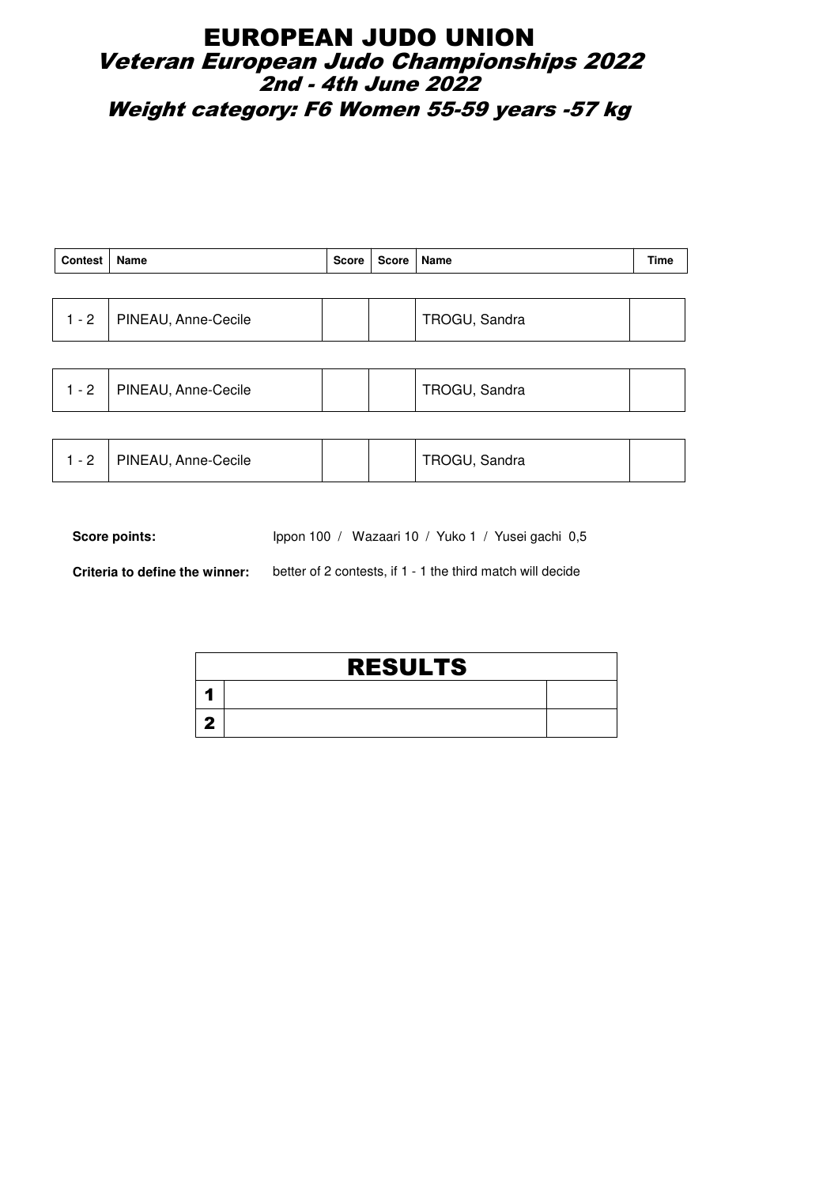# EUROPEAN JUDO UNION

## *Veteran European Judo Championships 2022*

### *2nd - 4th June 2022*

### *Weight category: F6 Women 55-59 years -57 kg*

| Contest | Name | Score | Score | Name | Time |
|---|---|---|---|---|---|
| 1 - 2 | PINEAU, Anne-Cecile | | | TROGU, Sandra | |
| 1 - 2 | PINEAU, Anne-Cecile | | | TROGU, Sandra | |
| 1 - 2 | PINEAU, Anne-Cecile | | | TROGU, Sandra | |

**Score points:** Ippon 100 / Wazaari 10 / Yuko 1 / Yusei gachi 0,5

**Criteria to define the winner:** better of 2 contests, if 1 - 1 the third match will decide

| RESULTS | | |
|---|---|---|
| 1 | | |
| 2 | | |